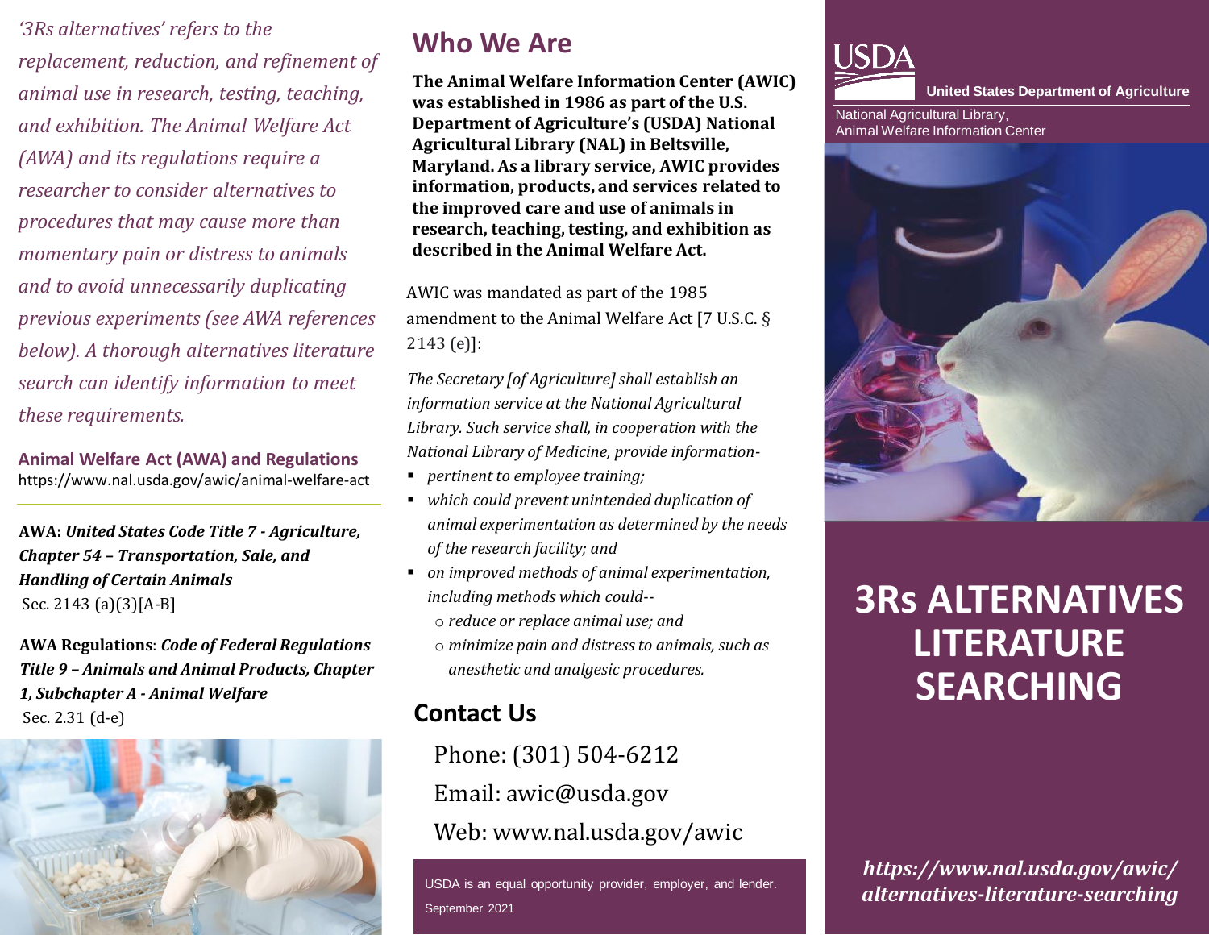*'3Rs alternatives' refers to the replacement, reduction, and refinement of animal use in research, testing, teaching, and exhibition. The Animal Welfare Act (AWA) and its regulations require a researcher to consider alternatives to procedures that may cause more than momentary pain or distress to animals and to avoid unnecessarily duplicating previous experiments (see AWA references below). A thorough alternatives literature search can identify information to meet these requirements.*

**Animal Welfare Act (AWA) and Regulations**
https://www.nal.usda.gov/awic/animal-welfare-act

**AWA:** ***United States Code Title 7 - Agriculture, Chapter 54 – Transportation, Sale, and Handling of Certain Animals***
Sec. 2143 (a)(3)[A-B]

**AWA Regulations**: ***Code of Federal Regulations Title 9 – Animals and Animal Products, Chapter 1, Subchapter A - Animal Welfare***
Sec. 2.31 (d-e)

## Who We Are

**The Animal Welfare Information Center (AWIC) was established in 1986 as part of the U.S. Department of Agriculture's (USDA) National Agricultural Library (NAL) in Beltsville, Maryland. As a library service, AWIC provides information, products, and services related to the improved care and use of animals in research, teaching, testing, and exhibition as described in the Animal Welfare Act.**

AWIC was mandated as part of the 1985 amendment to the Animal Welfare Act [7 U.S.C. § 2143 (e)]:

*The Secretary [of Agriculture] shall establish an information service at the National Agricultural Library. Such service shall, in cooperation with the National Library of Medicine, provide information-*

- *pertinent to employee training;*
- *which could prevent unintended duplication of animal experimentation as determined by the needs of the research facility; and*
- *on improved methods of animal experimentation, including methods which could--*
  - *reduce or replace animal use; and*
  - *minimize pain and distress to animals, such as anesthetic and analgesic procedures.*

## Contact Us

Phone: (301) 504-6212

Email: awic@usda.gov

Web: www.nal.usda.gov/awic

USDA is an equal opportunity provider, employer, and lender.
September 2021

USDA **United States Department of Agriculture**
National Agricultural Library,
Animal Welfare Information Center

# 3Rs ALTERNATIVES LITERATURE SEARCHING

***https://www.nal.usda.gov/awic/alternatives-literature-searching***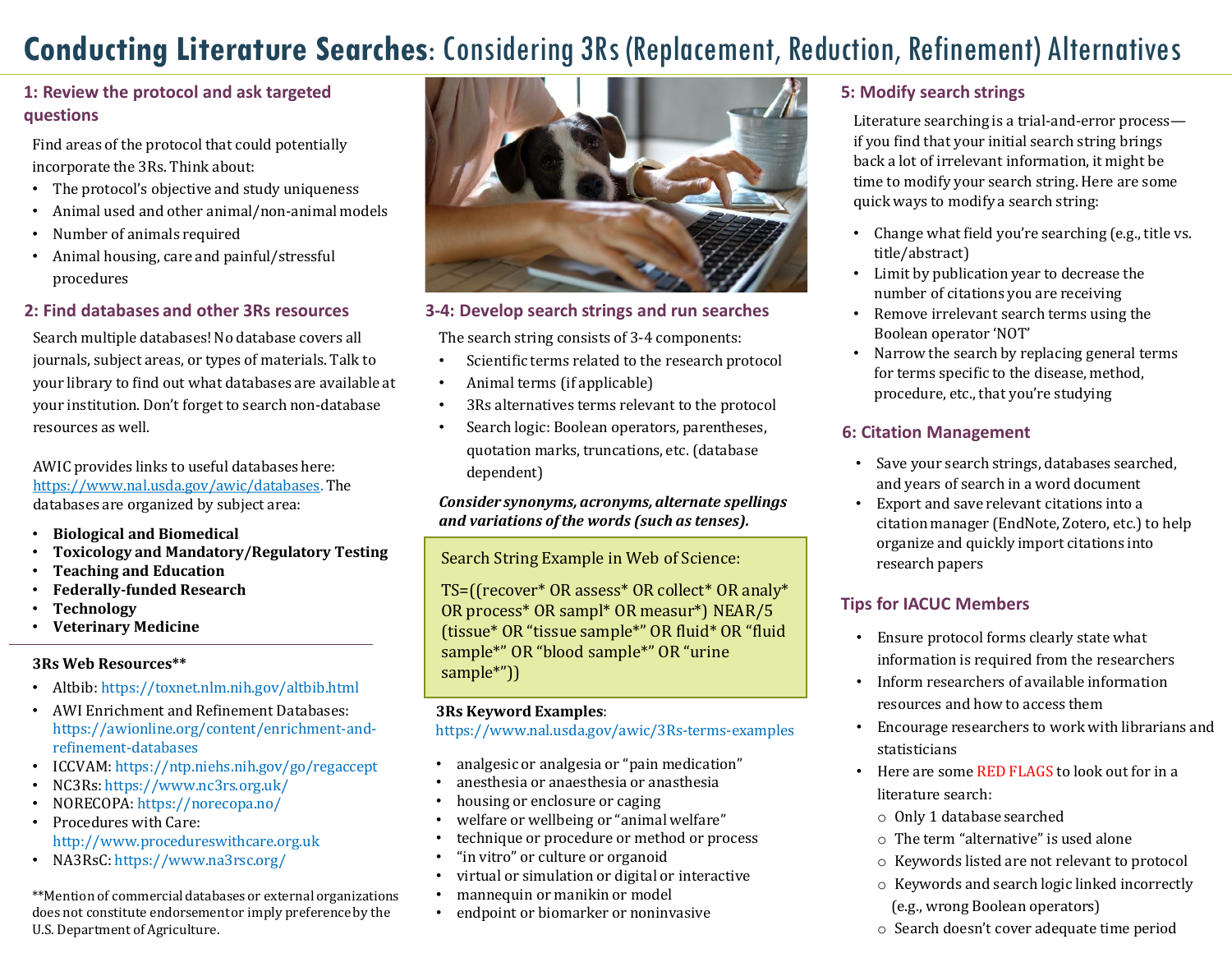# Conducting Literature Searches: Considering 3Rs (Replacement, Reduction, Refinement) Alternatives

## 1: Review the protocol and ask targeted questions

Find areas of the protocol that could potentially incorporate the 3Rs. Think about:

- The protocol's objective and study uniqueness
- Animal used and other animal/non-animal models
- Number of animals required
- Animal housing, care and painful/stressful procedures

## 2: Find databases and other 3Rs resources

Search multiple databases! No database covers all journals, subject areas, or types of materials. Talk to your library to find out what databases are available at your institution. Don't forget to search non-database resources as well.

AWIC provides links to useful databases here: https://www.nal.usda.gov/awic/databases. The databases are organized by subject area:

- **Biological and Biomedical**
- **Toxicology and Mandatory/Regulatory Testing**
- **Teaching and Education**
- **Federally-funded Research**
- **Technology**
- **Veterinary Medicine**

**3Rs Web Resources****

- Altbib: https://toxnet.nlm.nih.gov/altbib.html
- AWI Enrichment and Refinement Databases: https://awionline.org/content/enrichment-and-refinement-databases
- ICCVAM: https://ntp.niehs.nih.gov/go/regaccept
- NC3Rs: https://www.nc3rs.org.uk/
- NORECOPA: https://norecopa.no/
- Procedures with Care: http://www.procedureswithcare.org.uk
- NA3RsC: https://www.na3rsc.org/

**Mention of commercial databases or external organizations does not constitute endorsement or imply preference by the U.S. Department of Agriculture.

## 3-4: Develop search strings and run searches

The search string consists of 3-4 components:

- Scientific terms related to the research protocol
- Animal terms (if applicable)
- 3Rs alternatives terms relevant to the protocol
- Search logic: Boolean operators, parentheses, quotation marks, truncations, etc. (database dependent)

***Consider synonyms, acronyms, alternate spellings and variations of the words (such as tenses).***

Search String Example in Web of Science:

TS=((recover* OR assess* OR collect* OR analy* OR process* OR sampl* OR measur*) NEAR/5 (tissue* OR "tissue sample*" OR fluid* OR "fluid sample*" OR "blood sample*" OR "urine sample*"))

**3Rs Keyword Examples**: https://www.nal.usda.gov/awic/3Rs-terms-examples

- analgesic or analgesia or "pain medication"
- anesthesia or anaesthesia or anasthesia
- housing or enclosure or caging
- welfare or wellbeing or "animal welfare"
- technique or procedure or method or process
- "in vitro" or culture or organoid
- virtual or simulation or digital or interactive
- mannequin or manikin or model
- endpoint or biomarker or noninvasive

## 5: Modify search strings

Literature searching is a trial-and-error process—if you find that your initial search string brings back a lot of irrelevant information, it might be time to modify your search string. Here are some quick ways to modify a search string:

- Change what field you're searching (e.g., title vs. title/abstract)
- Limit by publication year to decrease the number of citations you are receiving
- Remove irrelevant search terms using the Boolean operator 'NOT'
- Narrow the search by replacing general terms for terms specific to the disease, method, procedure, etc., that you're studying

## 6: Citation Management

- Save your search strings, databases searched, and years of search in a word document
- Export and save relevant citations into a citation manager (EndNote, Zotero, etc.) to help organize and quickly import citations into research papers

## Tips for IACUC Members

- Ensure protocol forms clearly state what information is required from the researchers
- Inform researchers of available information resources and how to access them
- Encourage researchers to work with librarians and statisticians
- Here are some RED FLAGS to look out for in a literature search:
  - Only 1 database searched
  - The term "alternative" is used alone
  - Keywords listed are not relevant to protocol
  - Keywords and search logic linked incorrectly (e.g., wrong Boolean operators)
  - Search doesn't cover adequate time period